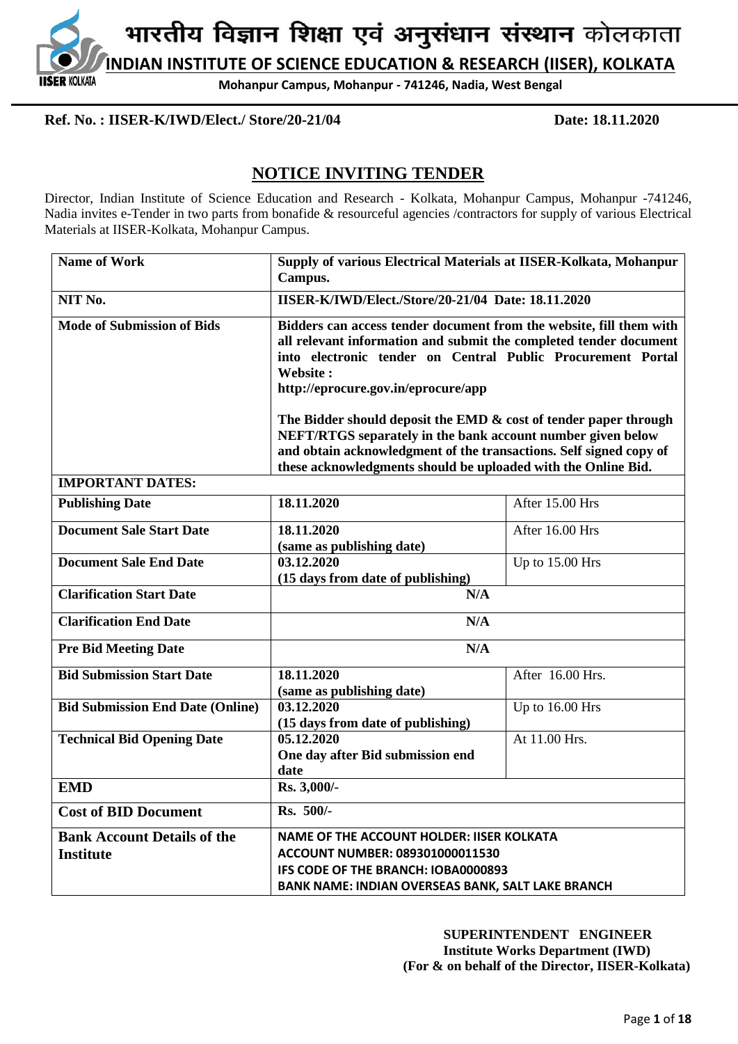# भारतीय विज्ञान शिक्षा एवं अनुसंधान संस्थान कोलकाता

## INDIAN INSTITUTE OF SCIENCE EDUCATION & RESEARCH (IISER), KOLKATA

**Mohanpur Campus, Mohanpur - 741246, Nadia, West Bengal**

**Ref. No. : IISER-K/IWD/Elect./ Store/20-21/04** **Date: 18.11.2020**

## NOTICE INVITING TENDER

Director, Indian Institute of Science Education and Research - Kolkata, Mohanpur Campus, Mohanpur -741246, Nadia invites e-Tender in two parts from bonafide & resourceful agencies /contractors for supply of various Electrical Materials at IISER-Kolkata, Mohanpur Campus.

| | | |
|---|---|---|
| **Name of Work** | **Supply of various Electrical Materials at IISER-Kolkata, Mohanpur Campus.** | |
| **NIT No.** | **IISER-K/IWD/Elect./Store/20-21/04 Date: 18.11.2020** | |
| **Mode of Submission of Bids** | **Bidders can access tender document from the website, fill them with all relevant information and submit the completed tender document into electronic tender on Central Public Procurement Portal Website : http://eprocure.gov.in/eprocure/app**<br><br>**The Bidder should deposit the EMD & cost of tender paper through NEFT/RTGS separately in the bank account number given below and obtain acknowledgment of the transactions. Self signed copy of these acknowledgments should be uploaded with the Online Bid.** | |
| **IMPORTANT DATES:** | | |
| **Publishing Date** | **18.11.2020** | After 15.00 Hrs |
| **Document Sale Start Date** | **18.11.2020 (same as publishing date)** | After 16.00 Hrs |
| **Document Sale End Date** | **03.12.2020 (15 days from date of publishing)** | Up to 15.00 Hrs |
| **Clarification Start Date** | **N/A** | |
| **Clarification End Date** | **N/A** | |
| **Pre Bid Meeting Date** | **N/A** | |
| **Bid Submission Start Date** | **18.11.2020 (same as publishing date)** | After 16.00 Hrs. |
| **Bid Submission End Date (Online)** | **03.12.2020 (15 days from date of publishing)** | Up to 16.00 Hrs |
| **Technical Bid Opening Date** | **05.12.2020 One day after Bid submission end date** | At 11.00 Hrs. |
| **EMD** | **Rs. 3,000/-** | |
| **Cost of BID Document** | **Rs. 500/-** | |
| **Bank Account Details of the Institute** | **NAME OF THE ACCOUNT HOLDER: IISER KOLKATA**<br>**ACCOUNT NUMBER: 089301000011530**<br>**IFS CODE OF THE BRANCH: IOBA0000893**<br>**BANK NAME: INDIAN OVERSEAS BANK, SALT LAKE BRANCH** | |

**SUPERINTENDENT ENGINEER**
**Institute Works Department (IWD)**
**(For & on behalf of the Director, IISER-Kolkata)**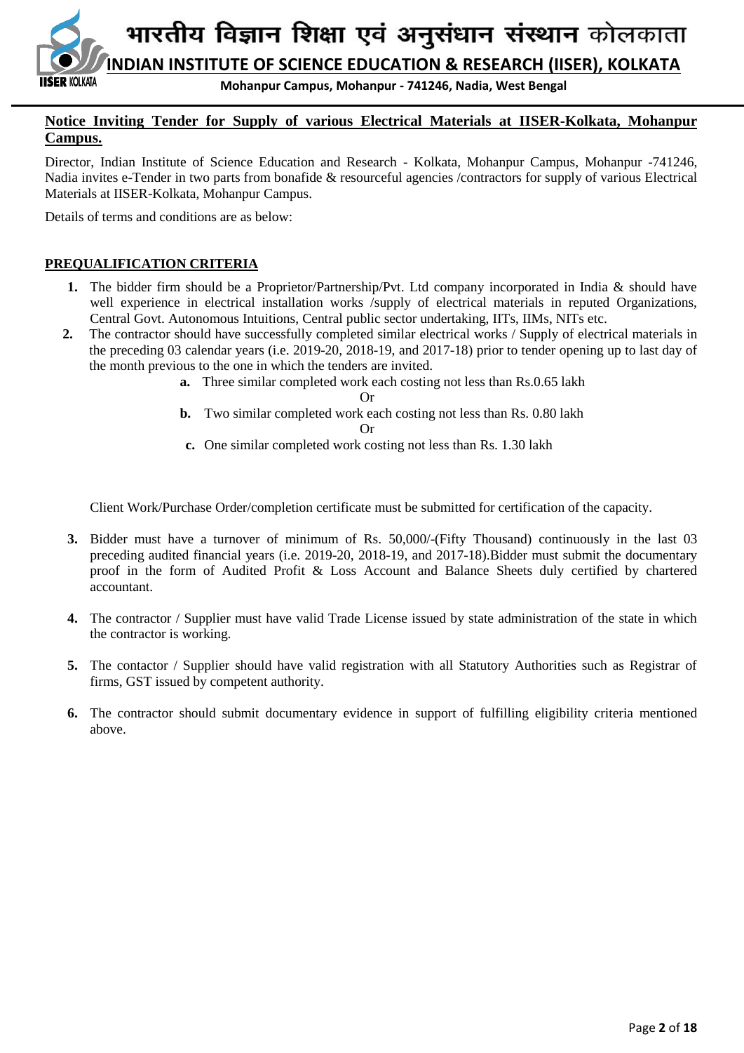# भारतीय विज्ञान शिक्षा एवं अनुसंधान संस्थान कोलकाता

## INDIAN INSTITUTE OF SCIENCE EDUCATION & RESEARCH (IISER), KOLKATA

**Mohanpur Campus, Mohanpur - 741246, Nadia, West Bengal**

**Notice Inviting Tender for Supply of various Electrical Materials at IISER-Kolkata, Mohanpur Campus.**

Director, Indian Institute of Science Education and Research - Kolkata, Mohanpur Campus, Mohanpur -741246, Nadia invites e-Tender in two parts from bonafide & resourceful agencies /contractors for supply of various Electrical Materials at IISER-Kolkata, Mohanpur Campus.

Details of terms and conditions are as below:

**PREQUALIFICATION CRITERIA**

1. The bidder firm should be a Proprietor/Partnership/Pvt. Ltd company incorporated in India & should have well experience in electrical installation works /supply of electrical materials in reputed Organizations, Central Govt. Autonomous Intuitions, Central public sector undertaking, IITs, IIMs, NITs etc.
2. The contractor should have successfully completed similar electrical works / Supply of electrical materials in the preceding 03 calendar years (i.e. 2019-20, 2018-19, and 2017-18) prior to tender opening up to last day of the month previous to the one in which the tenders are invited.
   - **a.** Three similar completed work each costing not less than Rs.0.65 lakh

     Or
   - **b.** Two similar completed work each costing not less than Rs. 0.80 lakh

     Or
   - **c.** One similar completed work costing not less than Rs. 1.30 lakh

   Client Work/Purchase Order/completion certificate must be submitted for certification of the capacity.
3. Bidder must have a turnover of minimum of Rs. 50,000/-(Fifty Thousand) continuously in the last 03 preceding audited financial years (i.e. 2019-20, 2018-19, and 2017-18).Bidder must submit the documentary proof in the form of Audited Profit & Loss Account and Balance Sheets duly certified by chartered accountant.
4. The contractor / Supplier must have valid Trade License issued by state administration of the state in which the contractor is working.
5. The contactor / Supplier should have valid registration with all Statutory Authorities such as Registrar of firms, GST issued by competent authority.
6. The contractor should submit documentary evidence in support of fulfilling eligibility criteria mentioned above.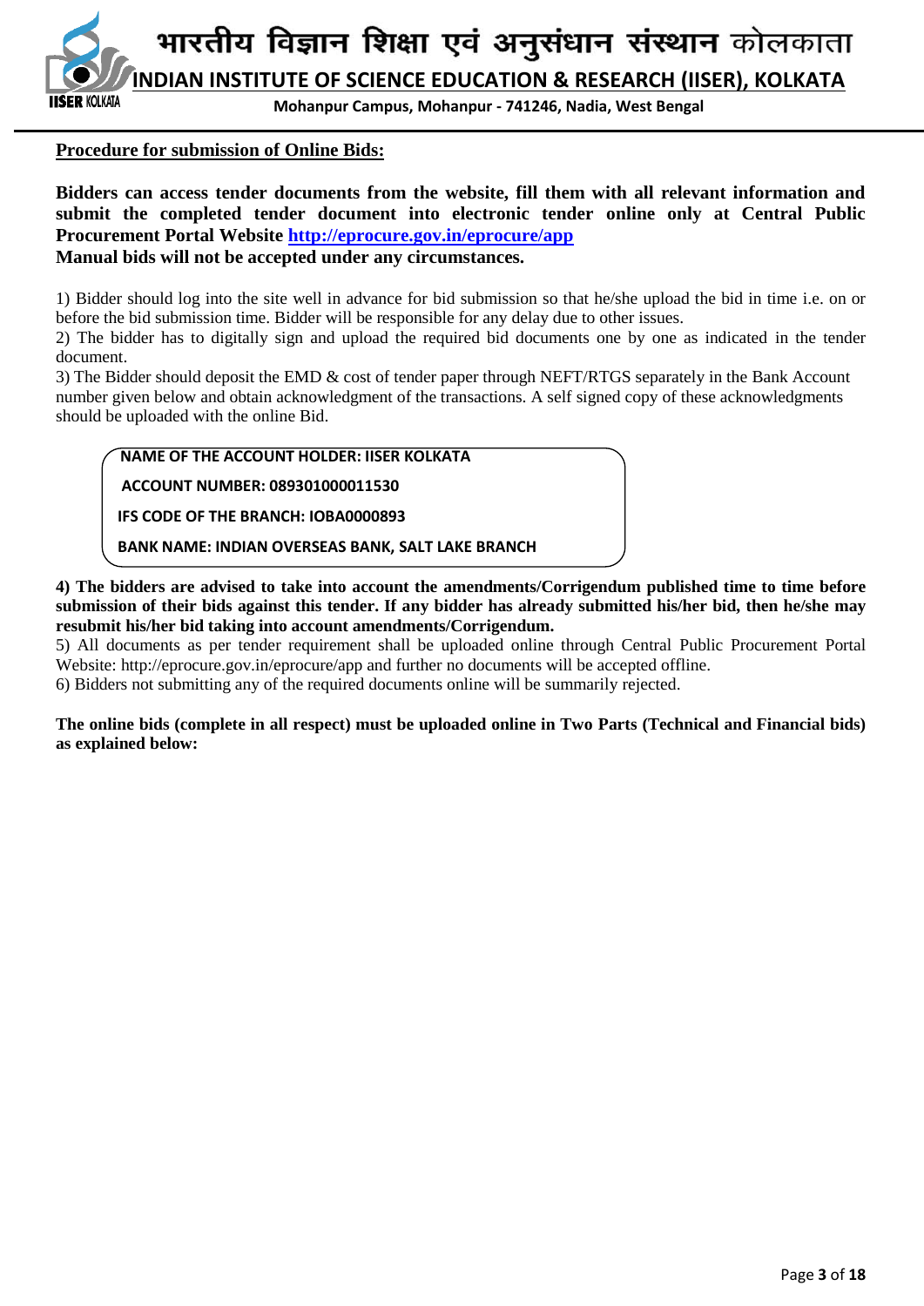**Procedure for submission of Online Bids:**

**Bidders can access tender documents from the website, fill them with all relevant information and submit the completed tender document into electronic tender online only at Central Public Procurement Portal Website http://eprocure.gov.in/eprocure/app**

**Manual bids will not be accepted under any circumstances.**

1) Bidder should log into the site well in advance for bid submission so that he/she upload the bid in time i.e. on or before the bid submission time. Bidder will be responsible for any delay due to other issues.

2) The bidder has to digitally sign and upload the required bid documents one by one as indicated in the tender document.

3) The Bidder should deposit the EMD & cost of tender paper through NEFT/RTGS separately in the Bank Account number given below and obtain acknowledgment of the transactions. A self signed copy of these acknowledgments should be uploaded with the online Bid.

**NAME OF THE ACCOUNT HOLDER: IISER KOLKATA**

**ACCOUNT NUMBER: 089301000011530**

**IFS CODE OF THE BRANCH: IOBA0000893**

**BANK NAME: INDIAN OVERSEAS BANK, SALT LAKE BRANCH**

**4) The bidders are advised to take into account the amendments/Corrigendum published time to time before submission of their bids against this tender. If any bidder has already submitted his/her bid, then he/she may resubmit his/her bid taking into account amendments/Corrigendum.**

5) All documents as per tender requirement shall be uploaded online through Central Public Procurement Portal Website: http://eprocure.gov.in/eprocure/app and further no documents will be accepted offline.

6) Bidders not submitting any of the required documents online will be summarily rejected.

**The online bids (complete in all respect) must be uploaded online in Two Parts (Technical and Financial bids) as explained below:**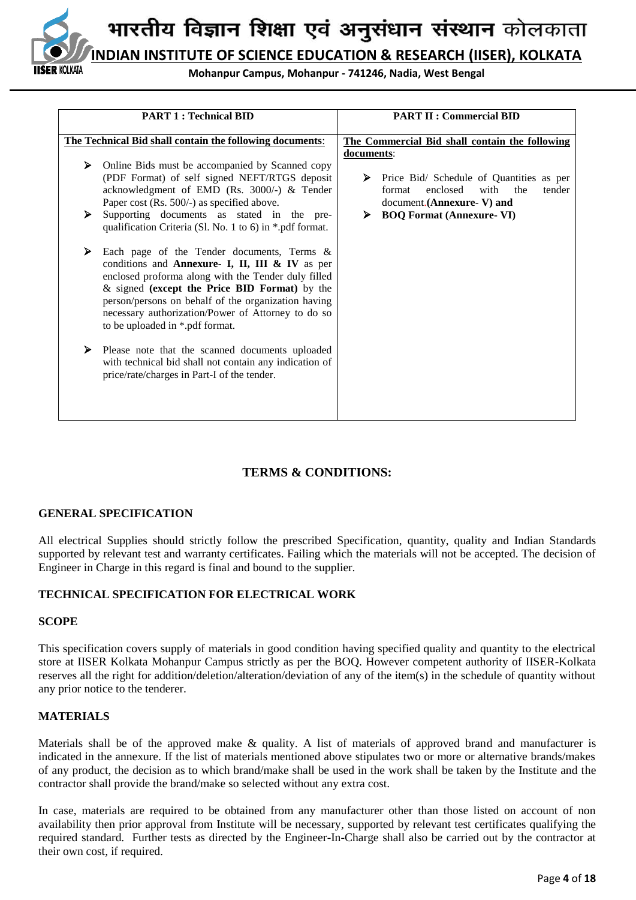| PART 1 : Technical BID | PART II : Commercial BID |
|---|---|
| **The Technical Bid shall contain the following documents**:<br>➢ Online Bids must be accompanied by Scanned copy (PDF Format) of self signed NEFT/RTGS deposit acknowledgment of EMD (Rs. 3000/-) & Tender Paper cost (Rs. 500/-) as specified above.<br>➢ Supporting documents as stated in the pre-qualification Criteria (Sl. No. 1 to 6) in *.pdf format.<br>➢ Each page of the Tender documents, Terms & conditions and **Annexure- I, II, III & IV** as per enclosed proforma along with the Tender duly filled & signed **(except the Price BID Format)** by the person/persons on behalf of the organization having necessary authorization/Power of Attorney to do so to be uploaded in *.pdf format.<br>➢ Please note that the scanned documents uploaded with technical bid shall not contain any indication of price/rate/charges in Part-I of the tender. | **The Commercial Bid shall contain the following documents**:<br>➢ Price Bid/ Schedule of Quantities as per format enclosed with the tender document.**(Annexure- V) and**<br>➢ **BOQ Format (Annexure- VI)** |

## TERMS & CONDITIONS:

### GENERAL SPECIFICATION

All electrical Supplies should strictly follow the prescribed Specification, quantity, quality and Indian Standards supported by relevant test and warranty certificates. Failing which the materials will not be accepted. The decision of Engineer in Charge in this regard is final and bound to the supplier.

### TECHNICAL SPECIFICATION FOR ELECTRICAL WORK

### SCOPE

This specification covers supply of materials in good condition having specified quality and quantity to the electrical store at IISER Kolkata Mohanpur Campus strictly as per the BOQ. However competent authority of IISER-Kolkata reserves all the right for addition/deletion/alteration/deviation of any of the item(s) in the schedule of quantity without any prior notice to the tenderer.

### MATERIALS

Materials shall be of the approved make & quality. A list of materials of approved brand and manufacturer is indicated in the annexure. If the list of materials mentioned above stipulates two or more or alternative brands/makes of any product, the decision as to which brand/make shall be used in the work shall be taken by the Institute and the contractor shall provide the brand/make so selected without any extra cost.

In case, materials are required to be obtained from any manufacturer other than those listed on account of non availability then prior approval from Institute will be necessary, supported by relevant test certificates qualifying the required standard. Further tests as directed by the Engineer-In-Charge shall also be carried out by the contractor at their own cost, if required.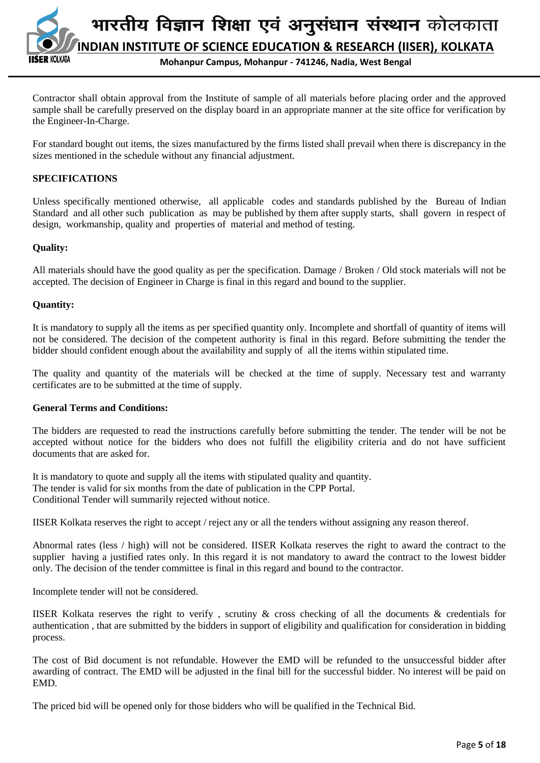Contractor shall obtain approval from the Institute of sample of all materials before placing order and the approved sample shall be carefully preserved on the display board in an appropriate manner at the site office for verification by the Engineer-In-Charge.

For standard bought out items, the sizes manufactured by the firms listed shall prevail when there is discrepancy in the sizes mentioned in the schedule without any financial adjustment.

**SPECIFICATIONS**

Unless specifically mentioned otherwise, all applicable codes and standards published by the Bureau of Indian Standard and all other such publication as may be published by them after supply starts, shall govern in respect of design, workmanship, quality and properties of material and method of testing.

**Quality:**

All materials should have the good quality as per the specification. Damage / Broken / Old stock materials will not be accepted. The decision of Engineer in Charge is final in this regard and bound to the supplier.

**Quantity:**

It is mandatory to supply all the items as per specified quantity only. Incomplete and shortfall of quantity of items will not be considered. The decision of the competent authority is final in this regard. Before submitting the tender the bidder should confident enough about the availability and supply of all the items within stipulated time.

The quality and quantity of the materials will be checked at the time of supply. Necessary test and warranty certificates are to be submitted at the time of supply.

**General Terms and Conditions:**

The bidders are requested to read the instructions carefully before submitting the tender. The tender will be not be accepted without notice for the bidders who does not fulfill the eligibility criteria and do not have sufficient documents that are asked for.

It is mandatory to quote and supply all the items with stipulated quality and quantity.
The tender is valid for six months from the date of publication in the CPP Portal.
Conditional Tender will summarily rejected without notice.

IISER Kolkata reserves the right to accept / reject any or all the tenders without assigning any reason thereof.

Abnormal rates (less / high) will not be considered. IISER Kolkata reserves the right to award the contract to the supplier having a justified rates only. In this regard it is not mandatory to award the contract to the lowest bidder only. The decision of the tender committee is final in this regard and bound to the contractor.

Incomplete tender will not be considered.

IISER Kolkata reserves the right to verify , scrutiny & cross checking of all the documents & credentials for authentication , that are submitted by the bidders in support of eligibility and qualification for consideration in bidding process.

The cost of Bid document is not refundable. However the EMD will be refunded to the unsuccessful bidder after awarding of contract. The EMD will be adjusted in the final bill for the successful bidder. No interest will be paid on EMD.

The priced bid will be opened only for those bidders who will be qualified in the Technical Bid.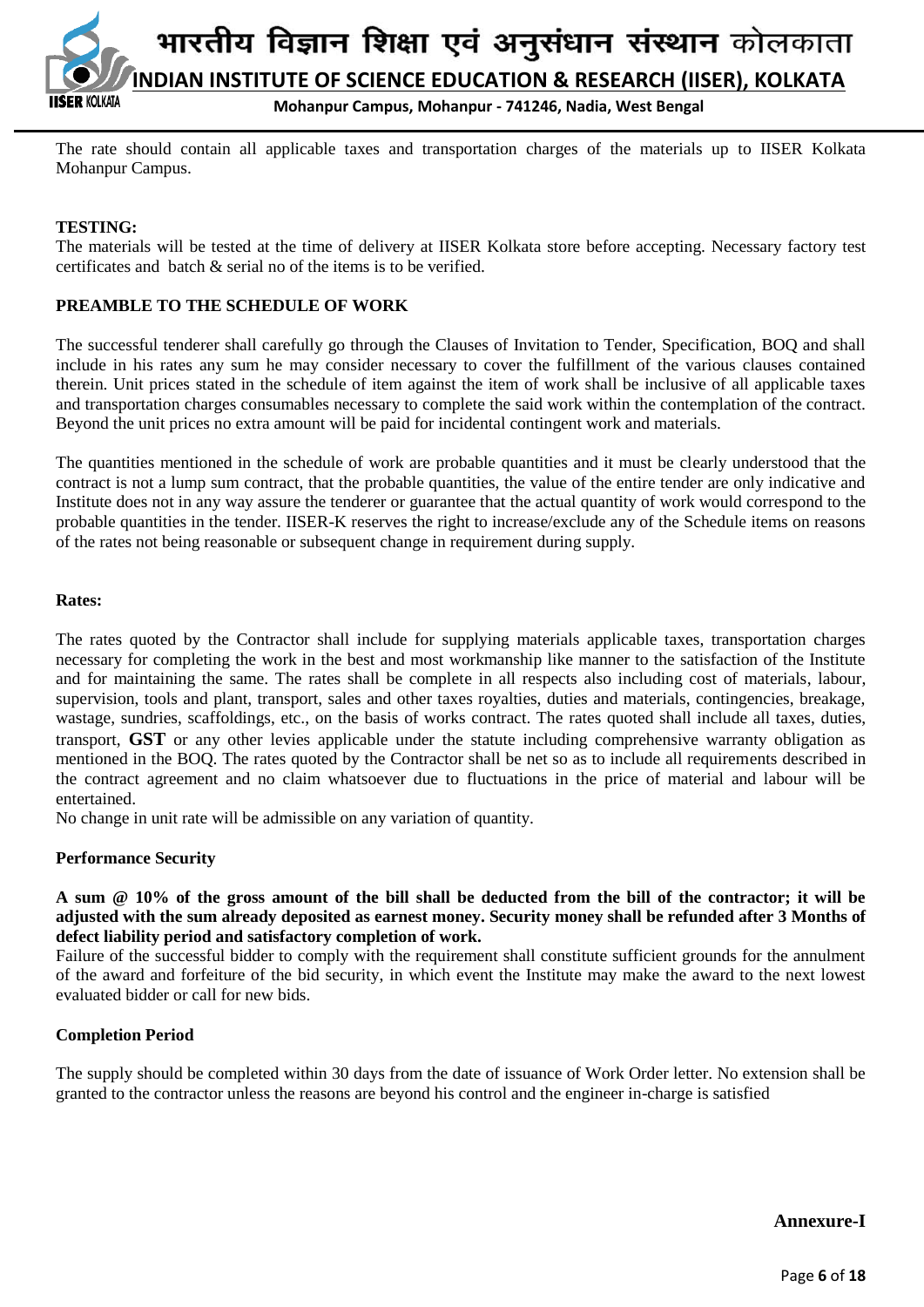The rate should contain all applicable taxes and transportation charges of the materials up to IISER Kolkata Mohanpur Campus.

**TESTING:**

The materials will be tested at the time of delivery at IISER Kolkata store before accepting. Necessary factory test certificates and batch & serial no of the items is to be verified.

**PREAMBLE TO THE SCHEDULE OF WORK**

The successful tenderer shall carefully go through the Clauses of Invitation to Tender, Specification, BOQ and shall include in his rates any sum he may consider necessary to cover the fulfillment of the various clauses contained therein. Unit prices stated in the schedule of item against the item of work shall be inclusive of all applicable taxes and transportation charges consumables necessary to complete the said work within the contemplation of the contract. Beyond the unit prices no extra amount will be paid for incidental contingent work and materials.

The quantities mentioned in the schedule of work are probable quantities and it must be clearly understood that the contract is not a lump sum contract, that the probable quantities, the value of the entire tender are only indicative and Institute does not in any way assure the tenderer or guarantee that the actual quantity of work would correspond to the probable quantities in the tender. IISER-K reserves the right to increase/exclude any of the Schedule items on reasons of the rates not being reasonable or subsequent change in requirement during supply.

**Rates:**

The rates quoted by the Contractor shall include for supplying materials applicable taxes, transportation charges necessary for completing the work in the best and most workmanship like manner to the satisfaction of the Institute and for maintaining the same. The rates shall be complete in all respects also including cost of materials, labour, supervision, tools and plant, transport, sales and other taxes royalties, duties and materials, contingencies, breakage, wastage, sundries, scaffoldings, etc., on the basis of works contract. The rates quoted shall include all taxes, duties, transport, **GST** or any other levies applicable under the statute including comprehensive warranty obligation as mentioned in the BOQ. The rates quoted by the Contractor shall be net so as to include all requirements described in the contract agreement and no claim whatsoever due to fluctuations in the price of material and labour will be entertained.

No change in unit rate will be admissible on any variation of quantity.

**Performance Security**

**A sum @ 10% of the gross amount of the bill shall be deducted from the bill of the contractor; it will be adjusted with the sum already deposited as earnest money. Security money shall be refunded after 3 Months of defect liability period and satisfactory completion of work.**

Failure of the successful bidder to comply with the requirement shall constitute sufficient grounds for the annulment of the award and forfeiture of the bid security, in which event the Institute may make the award to the next lowest evaluated bidder or call for new bids.

**Completion Period**

The supply should be completed within 30 days from the date of issuance of Work Order letter. No extension shall be granted to the contractor unless the reasons are beyond his control and the engineer in-charge is satisfied

**Annexure-I**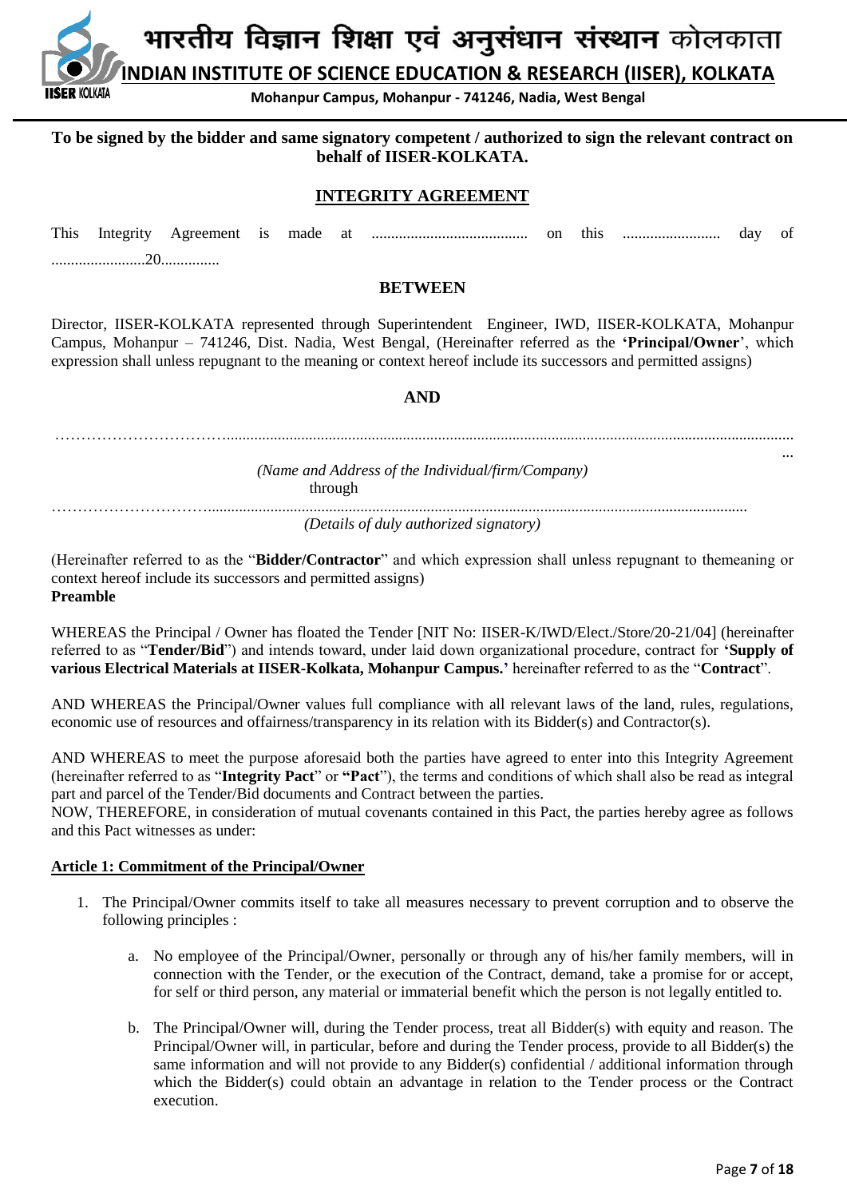भारतीय विज्ञान शिक्षा एवं अनुसंधान संस्थान कोलकाता

**INDIAN INSTITUTE OF SCIENCE EDUCATION & RESEARCH (IISER), KOLKATA**

**Mohanpur Campus, Mohanpur - 741246, Nadia, West Bengal**

**To be signed by the bidder and same signatory competent / authorized to sign the relevant contract on behalf of IISER-KOLKATA.**

## INTEGRITY AGREEMENT

This Integrity Agreement is made at ........................................ on this ......................... day of .........................20...............

**BETWEEN**

Director, IISER-KOLKATA represented through Superintendent Engineer, IWD, IISER-KOLKATA, Mohanpur Campus, Mohanpur – 741246, Dist. Nadia, West Bengal, (Hereinafter referred as the **'Principal/Owner**', which expression shall unless repugnant to the meaning or context hereof include its successors and permitted assigns)

**AND**

………………………………..................................................................................................................................................

*(Name and Address of the Individual/firm/Company)*

through

………………………………..................................................................................................................................

*(Details of duly authorized signatory)*

(Hereinafter referred to as the "**Bidder/Contractor**" and which expression shall unless repugnant to themeaning or context hereof include its successors and permitted assigns)

**Preamble**

WHEREAS the Principal / Owner has floated the Tender [NIT No: IISER-K/IWD/Elect./Store/20-21/04] (hereinafter referred to as "**Tender/Bid**") and intends toward, under laid down organizational procedure, contract for **'Supply of various Electrical Materials at IISER-Kolkata, Mohanpur Campus.'** hereinafter referred to as the "**Contract**".

AND WHEREAS the Principal/Owner values full compliance with all relevant laws of the land, rules, regulations, economic use of resources and offairness/transparency in its relation with its Bidder(s) and Contractor(s).

AND WHEREAS to meet the purpose aforesaid both the parties have agreed to enter into this Integrity Agreement (hereinafter referred to as "**Integrity Pact**" or **"Pact**"), the terms and conditions of which shall also be read as integral part and parcel of the Tender/Bid documents and Contract between the parties.

NOW, THEREFORE, in consideration of mutual covenants contained in this Pact, the parties hereby agree as follows and this Pact witnesses as under:

**Article 1: Commitment of the Principal/Owner**

1. The Principal/Owner commits itself to take all measures necessary to prevent corruption and to observe the following principles :

    a. No employee of the Principal/Owner, personally or through any of his/her family members, will in connection with the Tender, or the execution of the Contract, demand, take a promise for or accept, for self or third person, any material or immaterial benefit which the person is not legally entitled to.

    b. The Principal/Owner will, during the Tender process, treat all Bidder(s) with equity and reason. The Principal/Owner will, in particular, before and during the Tender process, provide to all Bidder(s) the same information and will not provide to any Bidder(s) confidential / additional information through which the Bidder(s) could obtain an advantage in relation to the Tender process or the Contract execution.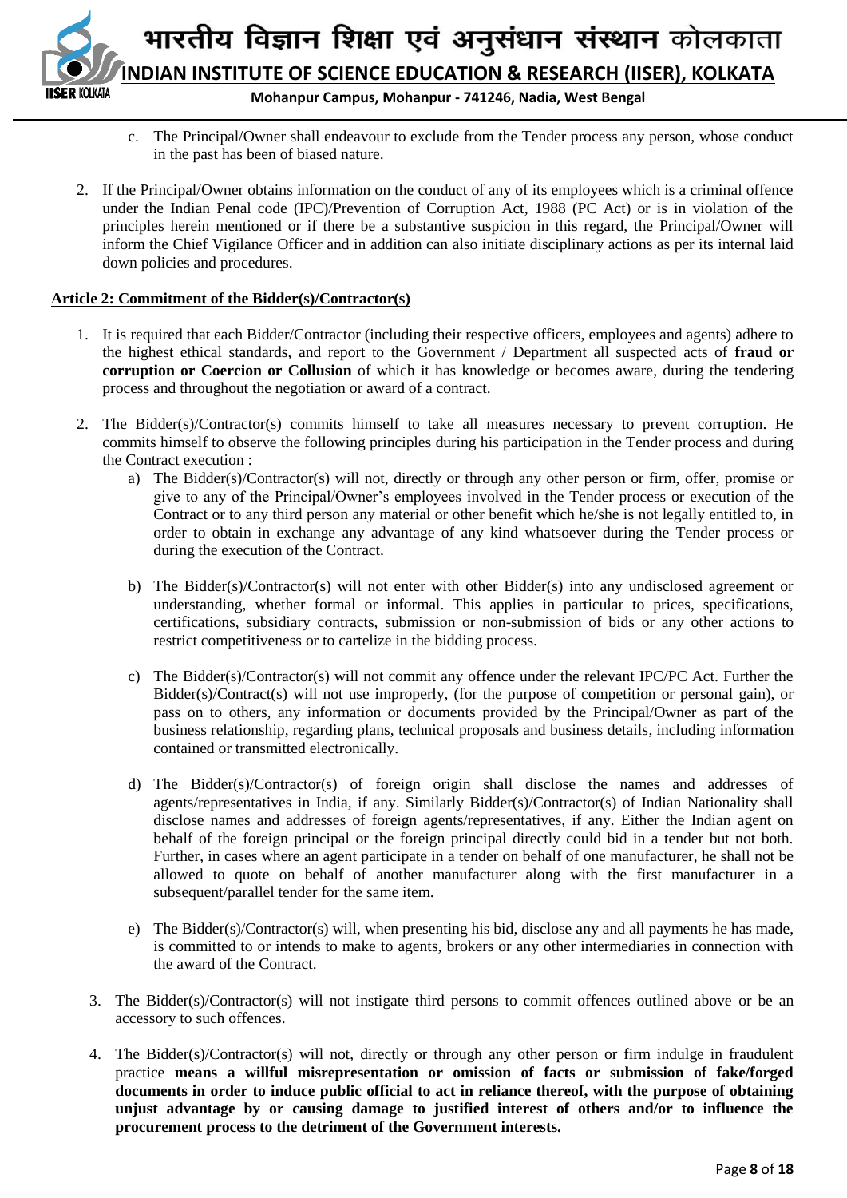c. The Principal/Owner shall endeavour to exclude from the Tender process any person, whose conduct in the past has been of biased nature.

2. If the Principal/Owner obtains information on the conduct of any of its employees which is a criminal offence under the Indian Penal code (IPC)/Prevention of Corruption Act, 1988 (PC Act) or is in violation of the principles herein mentioned or if there be a substantive suspicion in this regard, the Principal/Owner will inform the Chief Vigilance Officer and in addition can also initiate disciplinary actions as per its internal laid down policies and procedures.

**Article 2: Commitment of the Bidder(s)/Contractor(s)**

1. It is required that each Bidder/Contractor (including their respective officers, employees and agents) adhere to the highest ethical standards, and report to the Government / Department all suspected acts of **fraud or corruption or Coercion or Collusion** of which it has knowledge or becomes aware, during the tendering process and throughout the negotiation or award of a contract.

2. The Bidder(s)/Contractor(s) commits himself to take all measures necessary to prevent corruption. He commits himself to observe the following principles during his participation in the Tender process and during the Contract execution :

    a) The Bidder(s)/Contractor(s) will not, directly or through any other person or firm, offer, promise or give to any of the Principal/Owner's employees involved in the Tender process or execution of the Contract or to any third person any material or other benefit which he/she is not legally entitled to, in order to obtain in exchange any advantage of any kind whatsoever during the Tender process or during the execution of the Contract.

    b) The Bidder(s)/Contractor(s) will not enter with other Bidder(s) into any undisclosed agreement or understanding, whether formal or informal. This applies in particular to prices, specifications, certifications, subsidiary contracts, submission or non-submission of bids or any other actions to restrict competitiveness or to cartelize in the bidding process.

    c) The Bidder(s)/Contractor(s) will not commit any offence under the relevant IPC/PC Act. Further the Bidder(s)/Contract(s) will not use improperly, (for the purpose of competition or personal gain), or pass on to others, any information or documents provided by the Principal/Owner as part of the business relationship, regarding plans, technical proposals and business details, including information contained or transmitted electronically.

    d) The Bidder(s)/Contractor(s) of foreign origin shall disclose the names and addresses of agents/representatives in India, if any. Similarly Bidder(s)/Contractor(s) of Indian Nationality shall disclose names and addresses of foreign agents/representatives, if any. Either the Indian agent on behalf of the foreign principal or the foreign principal directly could bid in a tender but not both. Further, in cases where an agent participate in a tender on behalf of one manufacturer, he shall not be allowed to quote on behalf of another manufacturer along with the first manufacturer in a subsequent/parallel tender for the same item.

    e) The Bidder(s)/Contractor(s) will, when presenting his bid, disclose any and all payments he has made, is committed to or intends to make to agents, brokers or any other intermediaries in connection with the award of the Contract.

3. The Bidder(s)/Contractor(s) will not instigate third persons to commit offences outlined above or be an accessory to such offences.

4. The Bidder(s)/Contractor(s) will not, directly or through any other person or firm indulge in fraudulent practice **means a willful misrepresentation or omission of facts or submission of fake/forged documents in order to induce public official to act in reliance thereof, with the purpose of obtaining unjust advantage by or causing damage to justified interest of others and/or to influence the procurement process to the detriment of the Government interests.**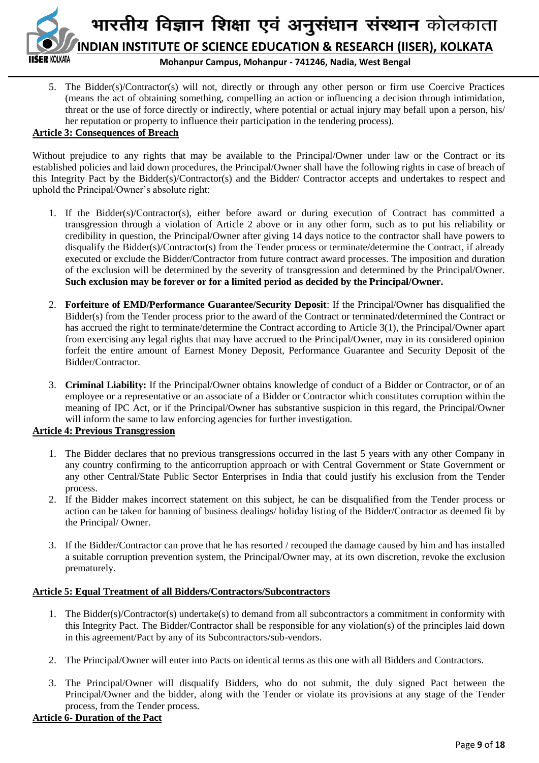5. The Bidder(s)/Contractor(s) will not, directly or through any other person or firm use Coercive Practices (means the act of obtaining something, compelling an action or influencing a decision through intimidation, threat or the use of force directly or indirectly, where potential or actual injury may befall upon a person, his/ her reputation or property to influence their participation in the tendering process).

**Article 3: Consequences of Breach**

Without prejudice to any rights that may be available to the Principal/Owner under law or the Contract or its established policies and laid down procedures, the Principal/Owner shall have the following rights in case of breach of this Integrity Pact by the Bidder(s)/Contractor(s) and the Bidder/ Contractor accepts and undertakes to respect and uphold the Principal/Owner's absolute right:

1. If the Bidder(s)/Contractor(s), either before award or during execution of Contract has committed a transgression through a violation of Article 2 above or in any other form, such as to put his reliability or credibility in question, the Principal/Owner after giving 14 days notice to the contractor shall have powers to disqualify the Bidder(s)/Contractor(s) from the Tender process or terminate/determine the Contract, if already executed or exclude the Bidder/Contractor from future contract award processes. The imposition and duration of the exclusion will be determined by the severity of transgression and determined by the Principal/Owner. **Such exclusion may be forever or for a limited period as decided by the Principal/Owner.**

2. **Forfeiture of EMD/Performance Guarantee/Security Deposit**: If the Principal/Owner has disqualified the Bidder(s) from the Tender process prior to the award of the Contract or terminated/determined the Contract or has accrued the right to terminate/determine the Contract according to Article 3(1), the Principal/Owner apart from exercising any legal rights that may have accrued to the Principal/Owner, may in its considered opinion forfeit the entire amount of Earnest Money Deposit, Performance Guarantee and Security Deposit of the Bidder/Contractor.

3. **Criminal Liability:** If the Principal/Owner obtains knowledge of conduct of a Bidder or Contractor, or of an employee or a representative or an associate of a Bidder or Contractor which constitutes corruption within the meaning of IPC Act, or if the Principal/Owner has substantive suspicion in this regard, the Principal/Owner will inform the same to law enforcing agencies for further investigation.

**Article 4: Previous Transgression**

1. The Bidder declares that no previous transgressions occurred in the last 5 years with any other Company in any country confirming to the anticorruption approach or with Central Government or State Government or any other Central/State Public Sector Enterprises in India that could justify his exclusion from the Tender process.
2. If the Bidder makes incorrect statement on this subject, he can be disqualified from the Tender process or action can be taken for banning of business dealings/ holiday listing of the Bidder/Contractor as deemed fit by the Principal/ Owner.

3. If the Bidder/Contractor can prove that he has resorted / recouped the damage caused by him and has installed a suitable corruption prevention system, the Principal/Owner may, at its own discretion, revoke the exclusion prematurely.

**Article 5: Equal Treatment of all Bidders/Contractors/Subcontractors**

1. The Bidder(s)/Contractor(s) undertake(s) to demand from all subcontractors a commitment in conformity with this Integrity Pact. The Bidder/Contractor shall be responsible for any violation(s) of the principles laid down in this agreement/Pact by any of its Subcontractors/sub-vendors.

2. The Principal/Owner will enter into Pacts on identical terms as this one with all Bidders and Contractors.

3. The Principal/Owner will disqualify Bidders, who do not submit, the duly signed Pact between the Principal/Owner and the bidder, along with the Tender or violate its provisions at any stage of the Tender process, from the Tender process.

**Article 6- Duration of the Pact**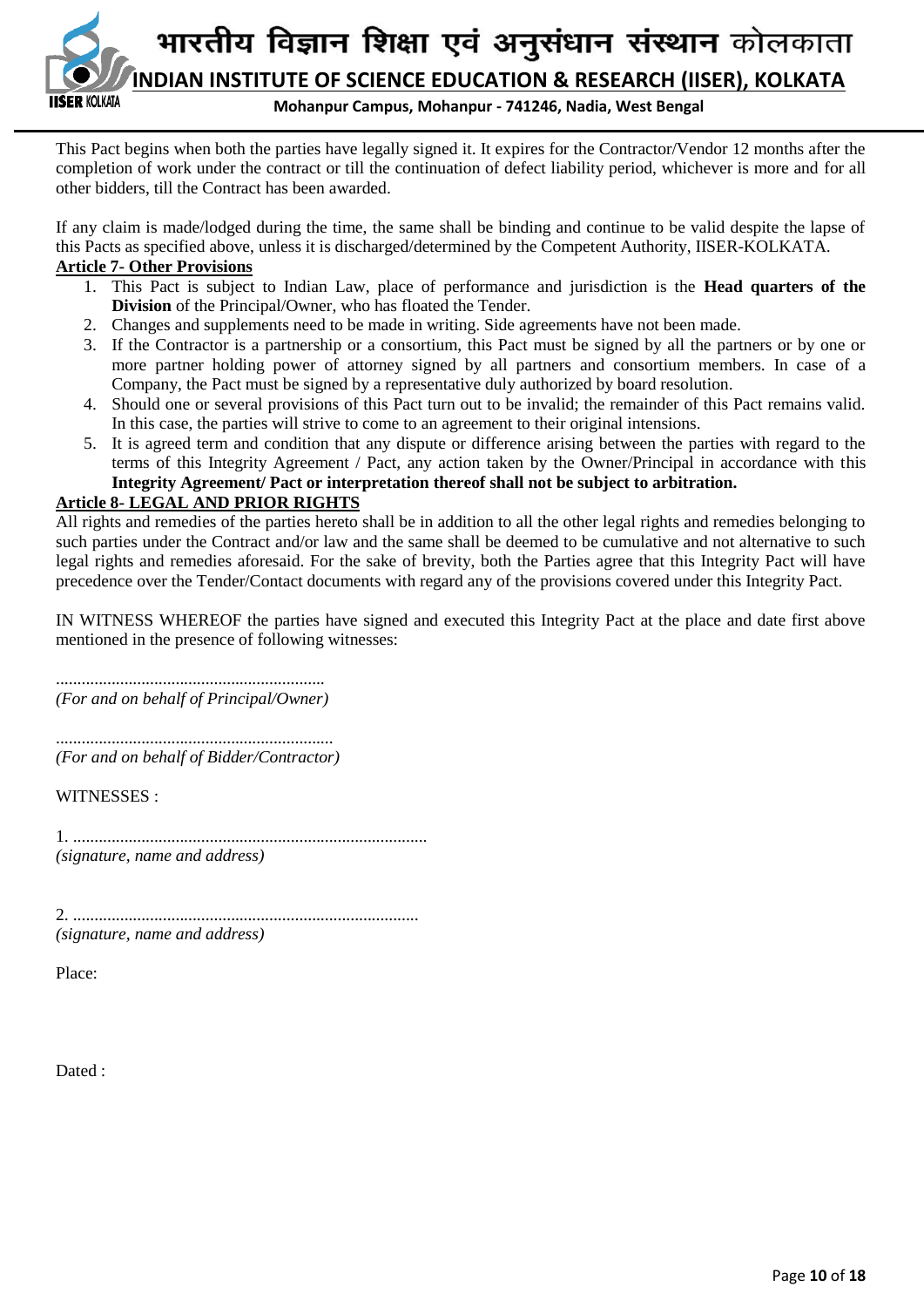This Pact begins when both the parties have legally signed it. It expires for the Contractor/Vendor 12 months after the completion of work under the contract or till the continuation of defect liability period, whichever is more and for all other bidders, till the Contract has been awarded.

If any claim is made/lodged during the time, the same shall be binding and continue to be valid despite the lapse of this Pacts as specified above, unless it is discharged/determined by the Competent Authority, IISER-KOLKATA.

**Article 7- Other Provisions**

1. This Pact is subject to Indian Law, place of performance and jurisdiction is the **Head quarters of the Division** of the Principal/Owner, who has floated the Tender.
2. Changes and supplements need to be made in writing. Side agreements have not been made.
3. If the Contractor is a partnership or a consortium, this Pact must be signed by all the partners or by one or more partner holding power of attorney signed by all partners and consortium members. In case of a Company, the Pact must be signed by a representative duly authorized by board resolution.
4. Should one or several provisions of this Pact turn out to be invalid; the remainder of this Pact remains valid. In this case, the parties will strive to come to an agreement to their original intensions.
5. It is agreed term and condition that any dispute or difference arising between the parties with regard to the terms of this Integrity Agreement / Pact, any action taken by the Owner/Principal in accordance with this **Integrity Agreement/ Pact or interpretation thereof shall not be subject to arbitration.**

**Article 8- LEGAL AND PRIOR RIGHTS**

All rights and remedies of the parties hereto shall be in addition to all the other legal rights and remedies belonging to such parties under the Contract and/or law and the same shall be deemed to be cumulative and not alternative to such legal rights and remedies aforesaid. For the sake of brevity, both the Parties agree that this Integrity Pact will have precedence over the Tender/Contact documents with regard any of the provisions covered under this Integrity Pact.

IN WITNESS WHEREOF the parties have signed and executed this Integrity Pact at the place and date first above mentioned in the presence of following witnesses:

...............................................................
*(For and on behalf of Principal/Owner)*

.................................................................
*(For and on behalf of Bidder/Contractor)*

WITNESSES :

1. ...................................................................................
*(signature, name and address)*

2. .................................................................................
*(signature, name and address)*

Place:

Dated :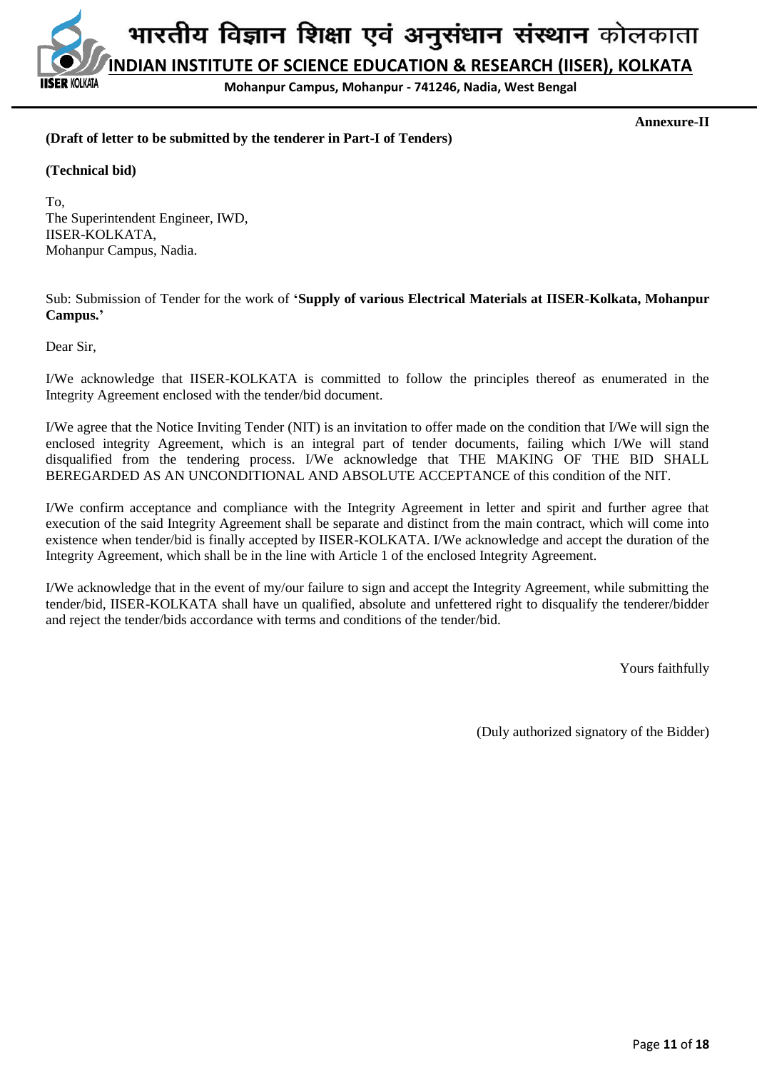**Annexure-II**

**(Draft of letter to be submitted by the tenderer in Part-I of Tenders)**

**(Technical bid)**

To,
The Superintendent Engineer, IWD,
IISER-KOLKATA,
Mohanpur Campus, Nadia.

Sub: Submission of Tender for the work of **'Supply of various Electrical Materials at IISER-Kolkata, Mohanpur Campus.'**

Dear Sir,

I/We acknowledge that IISER-KOLKATA is committed to follow the principles thereof as enumerated in the Integrity Agreement enclosed with the tender/bid document.

I/We agree that the Notice Inviting Tender (NIT) is an invitation to offer made on the condition that I/We will sign the enclosed integrity Agreement, which is an integral part of tender documents, failing which I/We will stand disqualified from the tendering process. I/We acknowledge that THE MAKING OF THE BID SHALL BEREGARDED AS AN UNCONDITIONAL AND ABSOLUTE ACCEPTANCE of this condition of the NIT.

I/We confirm acceptance and compliance with the Integrity Agreement in letter and spirit and further agree that execution of the said Integrity Agreement shall be separate and distinct from the main contract, which will come into existence when tender/bid is finally accepted by IISER-KOLKATA. I/We acknowledge and accept the duration of the Integrity Agreement, which shall be in the line with Article 1 of the enclosed Integrity Agreement.

I/We acknowledge that in the event of my/our failure to sign and accept the Integrity Agreement, while submitting the tender/bid, IISER-KOLKATA shall have un qualified, absolute and unfettered right to disqualify the tenderer/bidder and reject the tender/bids accordance with terms and conditions of the tender/bid.

Yours faithfully

(Duly authorized signatory of the Bidder)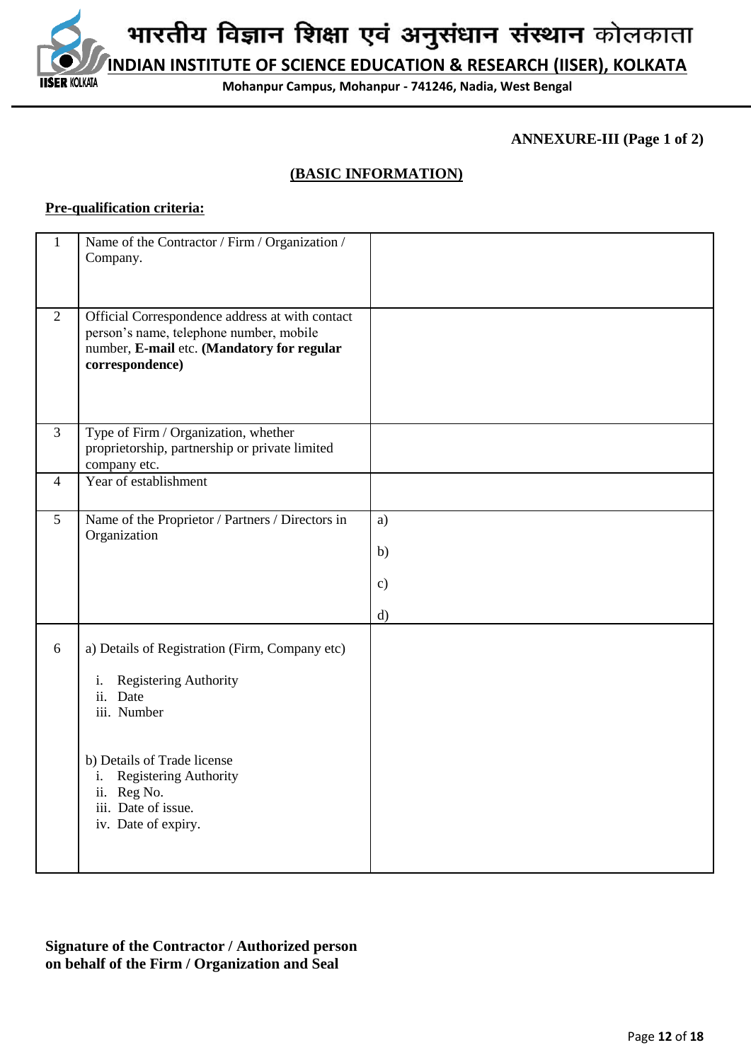भारतीय विज्ञान शिक्षा एवं अनुसंधान संस्थान कोलकाता

**INDIAN INSTITUTE OF SCIENCE EDUCATION & RESEARCH (IISER), KOLKATA**

**Mohanpur Campus, Mohanpur - 741246, Nadia, West Bengal**

**ANNEXURE-III (Page 1 of 2)**

## (BASIC INFORMATION)

**Pre-qualification criteria:**

| | | |
|---|---|---|
| 1 | Name of the Contractor / Firm / Organization / Company. | |
| 2 | Official Correspondence address at with contact person's name, telephone number, mobile number, **E-mail** etc. **(Mandatory for regular correspondence)** | |
| 3 | Type of Firm / Organization, whether proprietorship, partnership or private limited company etc. | |
| 4 | Year of establishment | |
| 5 | Name of the Proprietor / Partners / Directors in Organization | a)<br>b)<br>c)<br>d) |
| 6 | a) Details of Registration (Firm, Company etc)<br>i. Registering Authority<br>ii. Date<br>iii. Number<br><br>b) Details of Trade license<br>i. Registering Authority<br>ii. Reg No.<br>iii. Date of issue.<br>iv. Date of expiry. | |

**Signature of the Contractor / Authorized person on behalf of the Firm / Organization and Seal**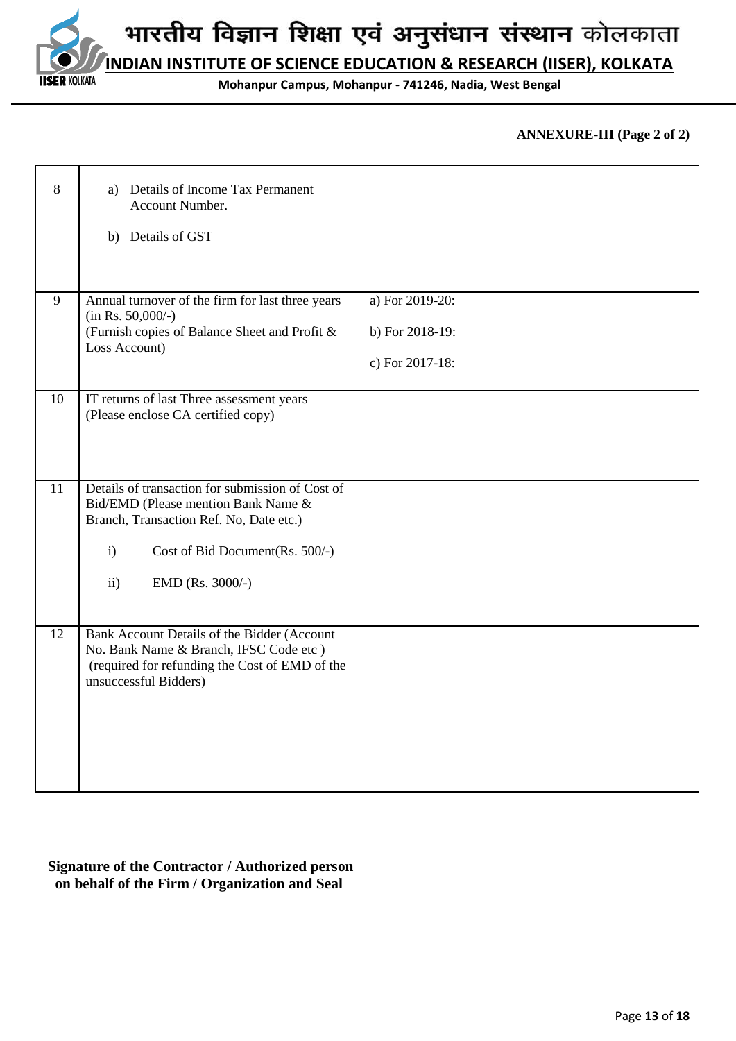**ANNEXURE-III (Page 2 of 2)**

| | | |
|---|---|---|
| 8 | a) Details of Income Tax Permanent Account Number.<br><br>b) Details of GST | |
| 9 | Annual turnover of the firm for last three years (in Rs. 50,000/-)<br>(Furnish copies of Balance Sheet and Profit & Loss Account) | a) For 2019-20:<br><br>b) For 2018-19:<br><br>c) For 2017-18: |
| 10 | IT returns of last Three assessment years<br>(Please enclose CA certified copy) | |
| 11 | Details of transaction for submission of Cost of Bid/EMD (Please mention Bank Name & Branch, Transaction Ref. No, Date etc.)<br><br>i) Cost of Bid Document(Rs. 500/-) | |
| | ii) EMD (Rs. 3000/-) | |
| 12 | Bank Account Details of the Bidder (Account No. Bank Name & Branch, IFSC Code etc )<br>(required for refunding the Cost of EMD of the unsuccessful Bidders) | |

**Signature of the Contractor / Authorized person on behalf of the Firm / Organization and Seal**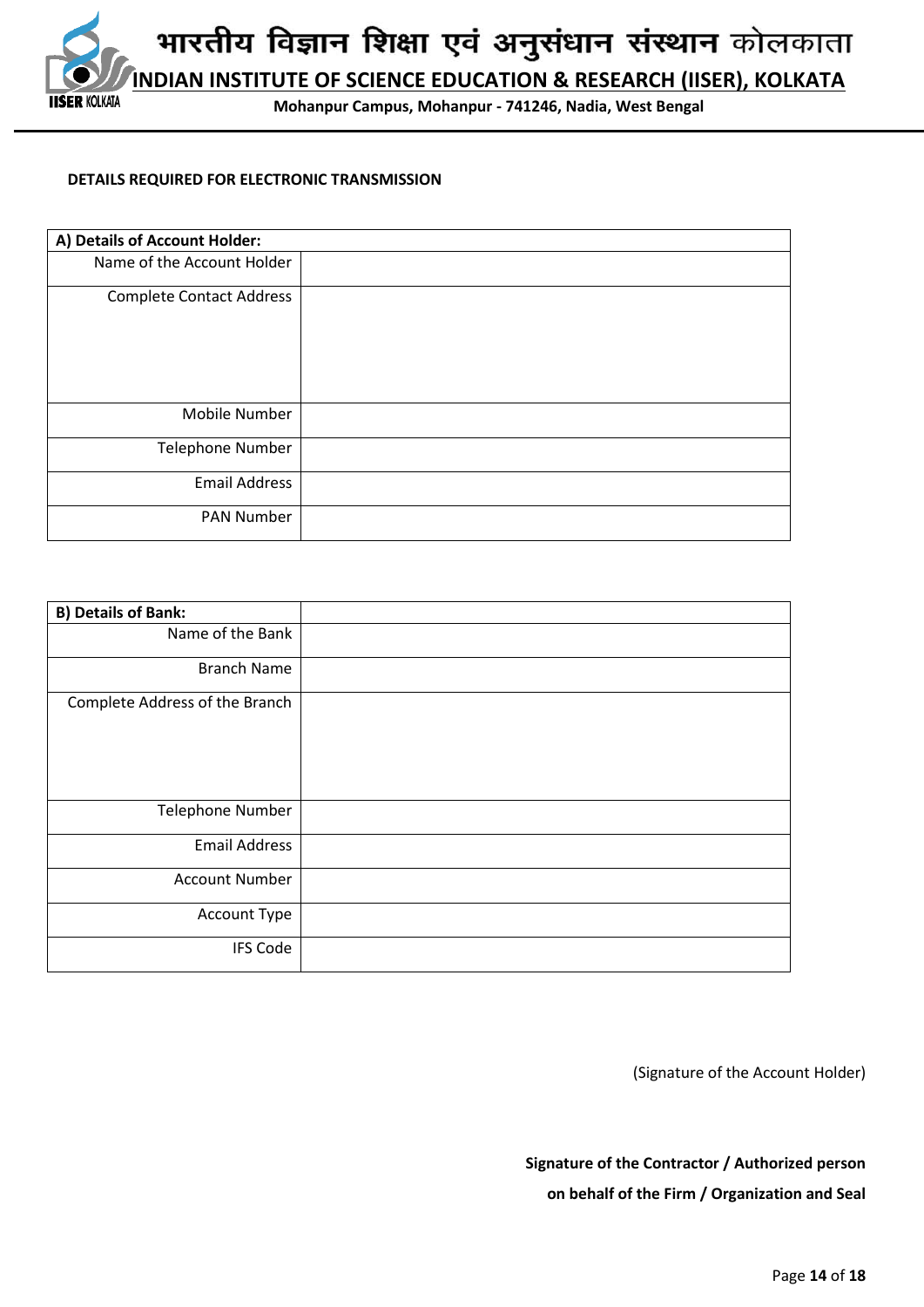भारतीय विज्ञान शिक्षा एवं अनुसंधान संस्थान कोलकाता

**INDIAN INSTITUTE OF SCIENCE EDUCATION & RESEARCH (IISER), KOLKATA**

**Mohanpur Campus, Mohanpur - 741246, Nadia, West Bengal**

**DETAILS REQUIRED FOR ELECTRONIC TRANSMISSION**

| **A) Details of Account Holder:** | |
|---|---|
| Name of the Account Holder | |
| Complete Contact Address | |
| Mobile Number | |
| Telephone Number | |
| Email Address | |
| PAN Number | |

| **B) Details of Bank:** | |
|---|---|
| Name of the Bank | |
| Branch Name | |
| Complete Address of the Branch | |
| Telephone Number | |
| Email Address | |
| Account Number | |
| Account Type | |
| IFS Code | |

(Signature of the Account Holder)

**Signature of the Contractor / Authorized person on behalf of the Firm / Organization and Seal**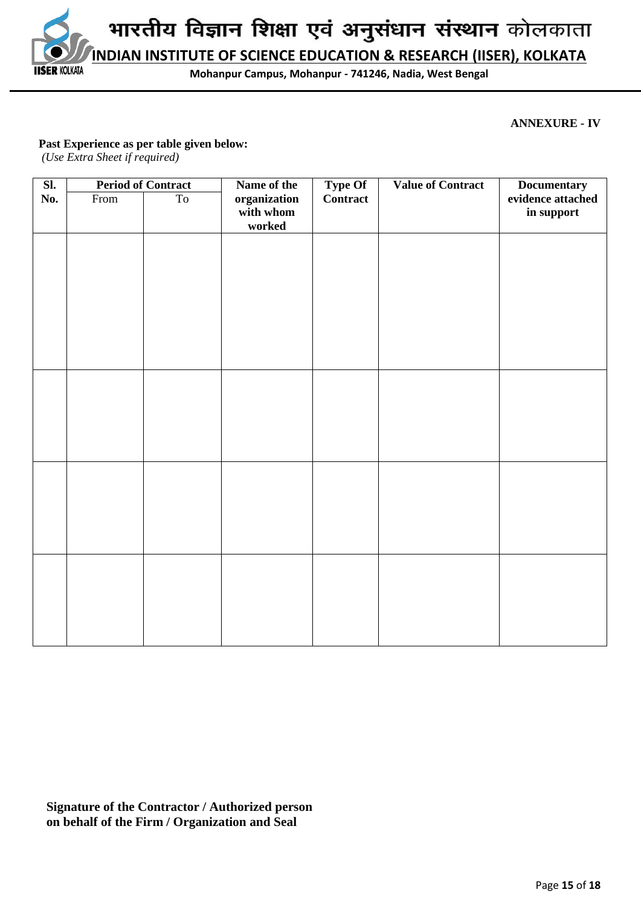**ANNEXURE - IV**

**Past Experience as per table given below:**
*(Use Extra Sheet if required)*

| Sl. No. | Period of Contract | | Name of the organization with whom worked | Type Of Contract | Value of Contract | Documentary evidence attached in support |
|---|---|---|---|---|---|---|
| | From | To | | | | |
| | | | | | | |
| | | | | | | |
| | | | | | | |
| | | | | | | |

**Signature of the Contractor / Authorized person on behalf of the Firm / Organization and Seal**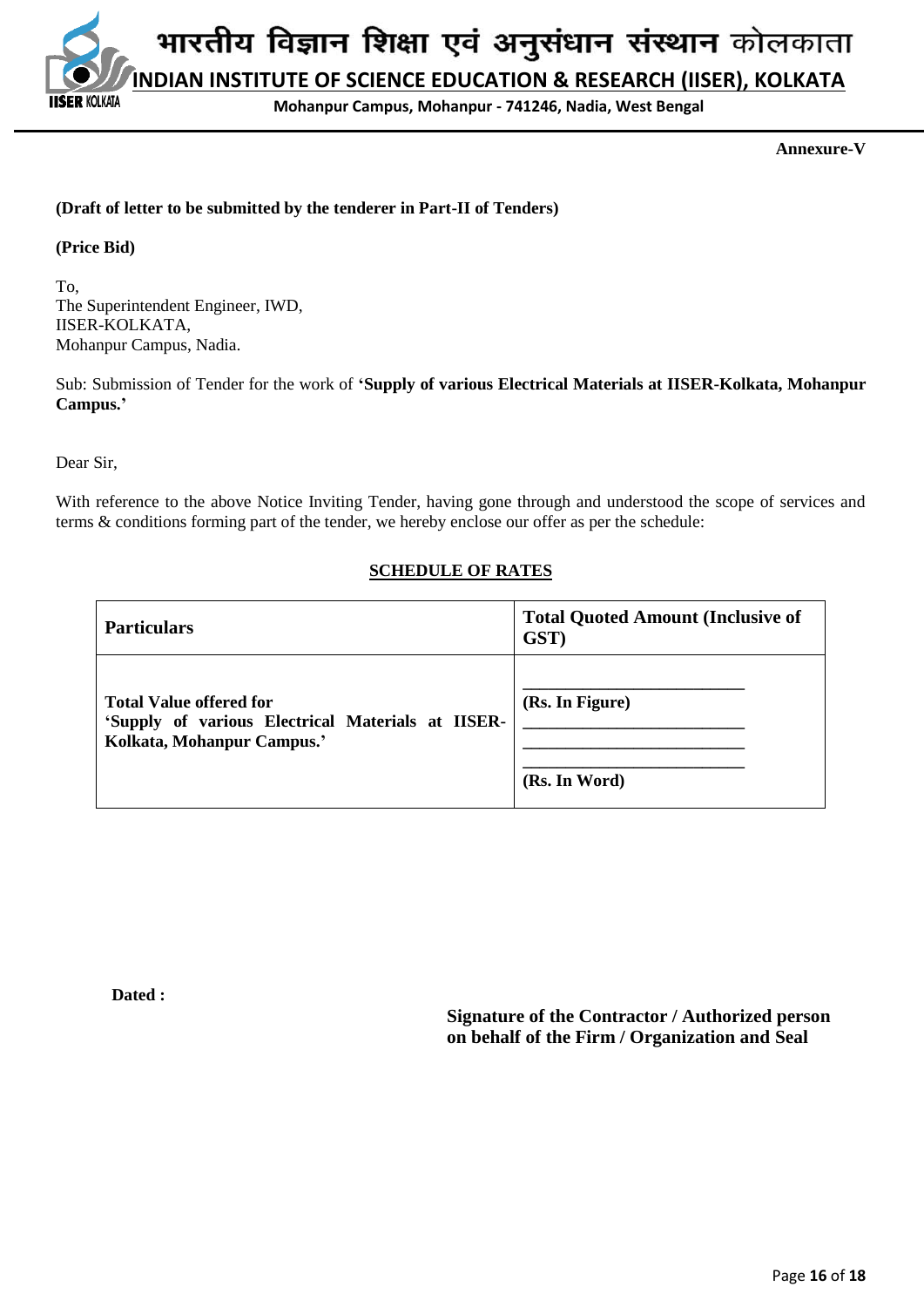Annexure-V

**(Draft of letter to be submitted by the tenderer in Part-II of Tenders)**

**(Price Bid)**

To,
The Superintendent Engineer, IWD,
IISER-KOLKATA,
Mohanpur Campus, Nadia.

Sub: Submission of Tender for the work of **'Supply of various Electrical Materials at IISER-Kolkata, Mohanpur Campus.'**

Dear Sir,

With reference to the above Notice Inviting Tender, having gone through and understood the scope of services and terms & conditions forming part of the tender, we hereby enclose our offer as per the schedule:

**SCHEDULE OF RATES**

| **Particulars** | **Total Quoted Amount (Inclusive of GST)** |
|---|---|
| **Total Value offered for 'Supply of various Electrical Materials at IISER-Kolkata, Mohanpur Campus.'** | ________________________ **(Rs. In Figure)** ________________________ ________________________ ________________________ **(Rs. In Word)** |

**Dated :**

**Signature of the Contractor / Authorized person on behalf of the Firm / Organization and Seal**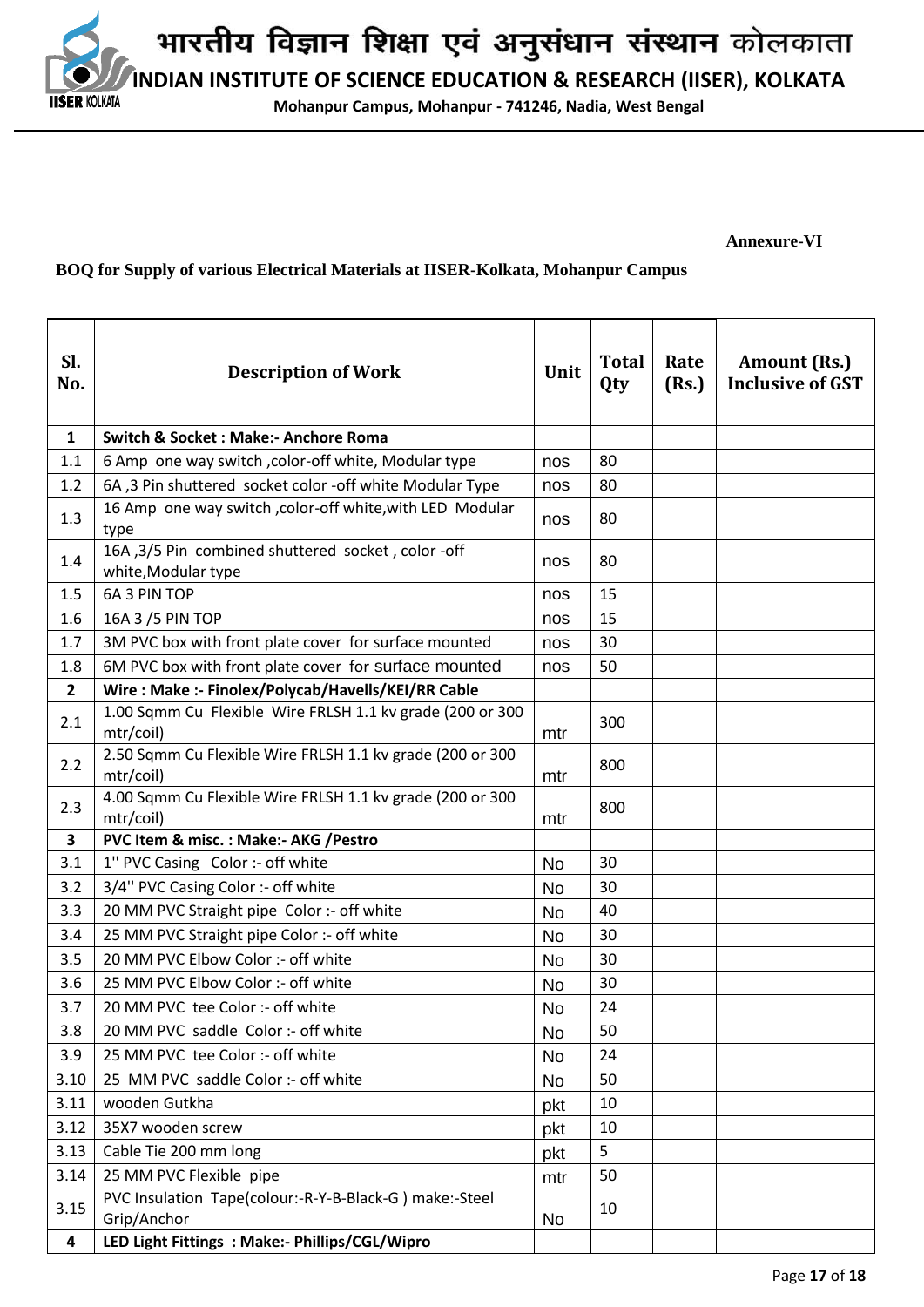भारतीय विज्ञान शिक्षा एवं अनुसंधान संस्थान कोलकाता

**INDIAN INSTITUTE OF SCIENCE EDUCATION & RESEARCH (IISER), KOLKATA**

**Mohanpur Campus, Mohanpur - 741246, Nadia, West Bengal**

**Annexure-VI**

**BOQ for Supply of various Electrical Materials at IISER-Kolkata, Mohanpur Campus**

| Sl. No. | Description of Work | Unit | Total Qty | Rate (Rs.) | Amount (Rs.) Inclusive of GST |
|---|---|---|---|---|---|
| **1** | **Switch & Socket : Make:- Anchore Roma** | | | | |
| 1.1 | 6 Amp one way switch ,color-off white, Modular type | nos | 80 | | |
| 1.2 | 6A ,3 Pin shuttered socket color -off white Modular Type | nos | 80 | | |
| 1.3 | 16 Amp one way switch ,color-off white,with LED Modular type | nos | 80 | | |
| 1.4 | 16A ,3/5 Pin combined shuttered socket , color -off white,Modular type | nos | 80 | | |
| 1.5 | 6A 3 PIN TOP | nos | 15 | | |
| 1.6 | 16A 3 /5 PIN TOP | nos | 15 | | |
| 1.7 | 3M PVC box with front plate cover for surface mounted | nos | 30 | | |
| 1.8 | 6M PVC box with front plate cover for surface mounted | nos | 50 | | |
| **2** | **Wire : Make :- Finolex/Polycab/Havells/KEI/RR Cable** | | | | |
| 2.1 | 1.00 Sqmm Cu Flexible Wire FRLSH 1.1 kv grade (200 or 300 mtr/coil) | mtr | 300 | | |
| 2.2 | 2.50 Sqmm Cu Flexible Wire FRLSH 1.1 kv grade (200 or 300 mtr/coil) | mtr | 800 | | |
| 2.3 | 4.00 Sqmm Cu Flexible Wire FRLSH 1.1 kv grade (200 or 300 mtr/coil) | mtr | 800 | | |
| **3** | **PVC Item & misc. : Make:- AKG /Pestro** | | | | |
| 3.1 | 1'' PVC Casing Color :- off white | No | 30 | | |
| 3.2 | 3/4'' PVC Casing Color :- off white | No | 30 | | |
| 3.3 | 20 MM PVC Straight pipe Color :- off white | No | 40 | | |
| 3.4 | 25 MM PVC Straight pipe Color :- off white | No | 30 | | |
| 3.5 | 20 MM PVC Elbow Color :- off white | No | 30 | | |
| 3.6 | 25 MM PVC Elbow Color :- off white | No | 30 | | |
| 3.7 | 20 MM PVC tee Color :- off white | No | 24 | | |
| 3.8 | 20 MM PVC saddle Color :- off white | No | 50 | | |
| 3.9 | 25 MM PVC tee Color :- off white | No | 24 | | |
| 3.10 | 25 MM PVC saddle Color :- off white | No | 50 | | |
| 3.11 | wooden Gutkha | pkt | 10 | | |
| 3.12 | 35X7 wooden screw | pkt | 10 | | |
| 3.13 | Cable Tie 200 mm long | pkt | 5 | | |
| 3.14 | 25 MM PVC Flexible pipe | mtr | 50 | | |
| 3.15 | PVC Insulation Tape(colour:-R-Y-B-Black-G ) make:-Steel Grip/Anchor | No | 10 | | |
| **4** | **LED Light Fittings : Make:- Phillips/CGL/Wipro** | | | | |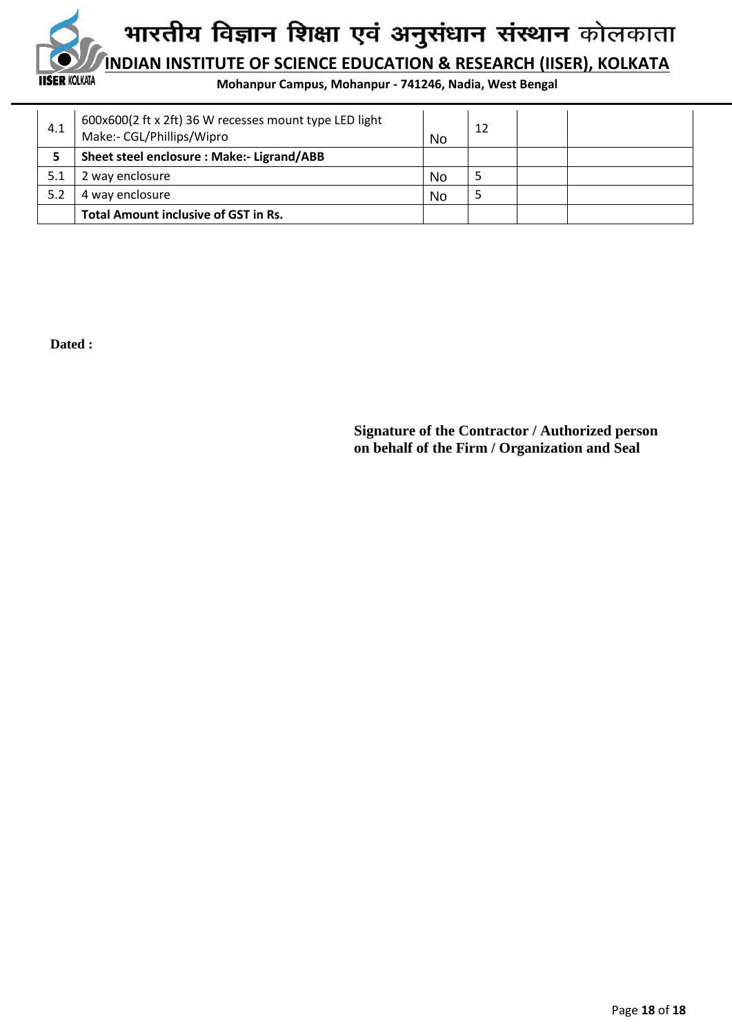| | | | | | |
|---|---|---|---|---|---|
| 4.1 | 600x600(2 ft x 2ft) 36 W recesses mount type LED light Make:- CGL/Phillips/Wipro | No | 12 | | |
| **5** | **Sheet steel enclosure : Make:- Ligrand/ABB** | | | | |
| 5.1 | 2 way enclosure | No | 5 | | |
| 5.2 | 4 way enclosure | No | 5 | | |
| | **Total Amount inclusive of GST in Rs.** | | | | |

**Dated :**

**Signature of the Contractor / Authorized person on behalf of the Firm / Organization and Seal**